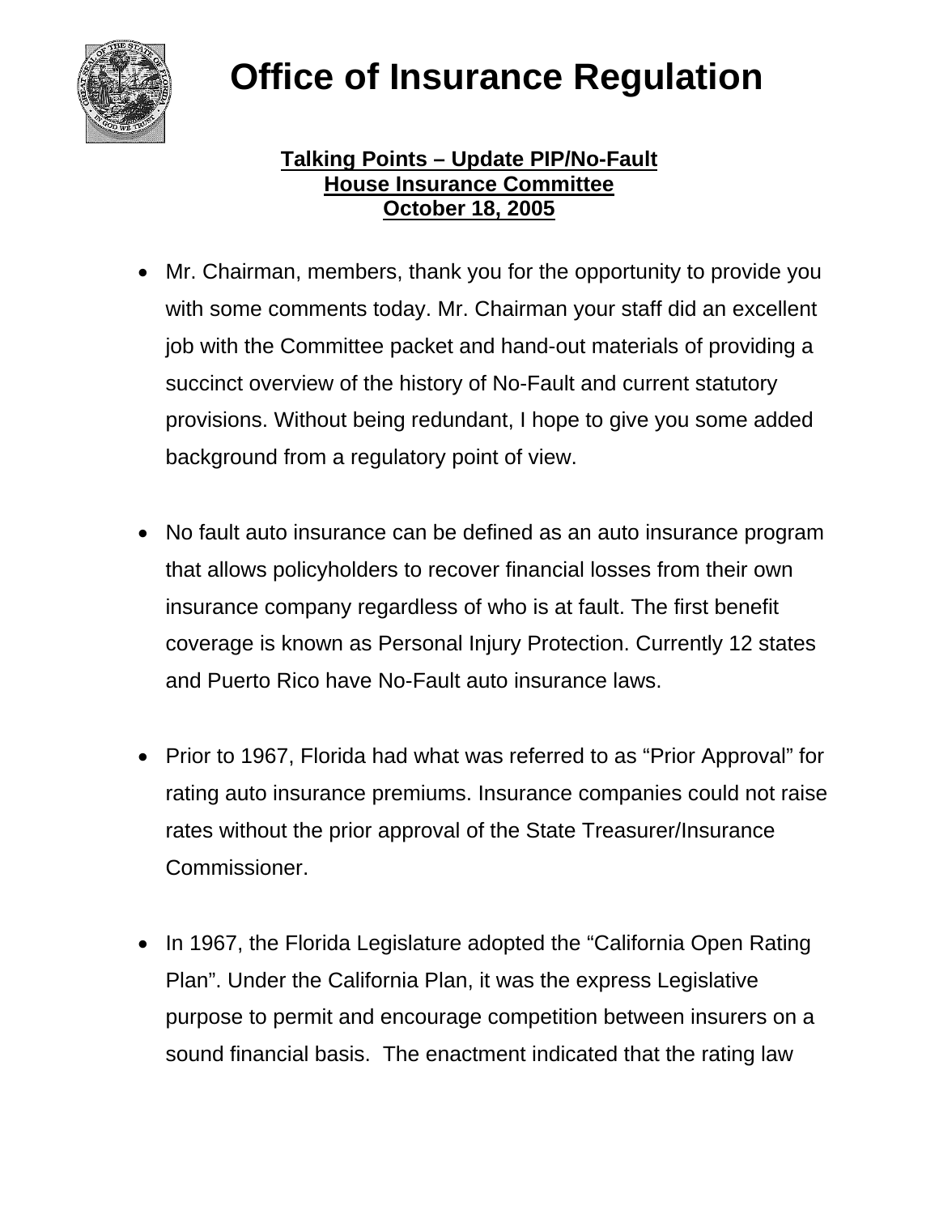# Office of Insurance Regulation

**Talking Points – Update PIP/No-Fault**
**House Insurance Committee**
**October 18, 2005**

- Mr. Chairman, members, thank you for the opportunity to provide you with some comments today. Mr. Chairman your staff did an excellent job with the Committee packet and hand-out materials of providing a succinct overview of the history of No-Fault and current statutory provisions. Without being redundant, I hope to give you some added background from a regulatory point of view.

- No fault auto insurance can be defined as an auto insurance program that allows policyholders to recover financial losses from their own insurance company regardless of who is at fault. The first benefit coverage is known as Personal Injury Protection. Currently 12 states and Puerto Rico have No-Fault auto insurance laws.

- Prior to 1967, Florida had what was referred to as "Prior Approval" for rating auto insurance premiums. Insurance companies could not raise rates without the prior approval of the State Treasurer/Insurance Commissioner.

- In 1967, the Florida Legislature adopted the "California Open Rating Plan". Under the California Plan, it was the express Legislative purpose to permit and encourage competition between insurers on a sound financial basis. The enactment indicated that the rating law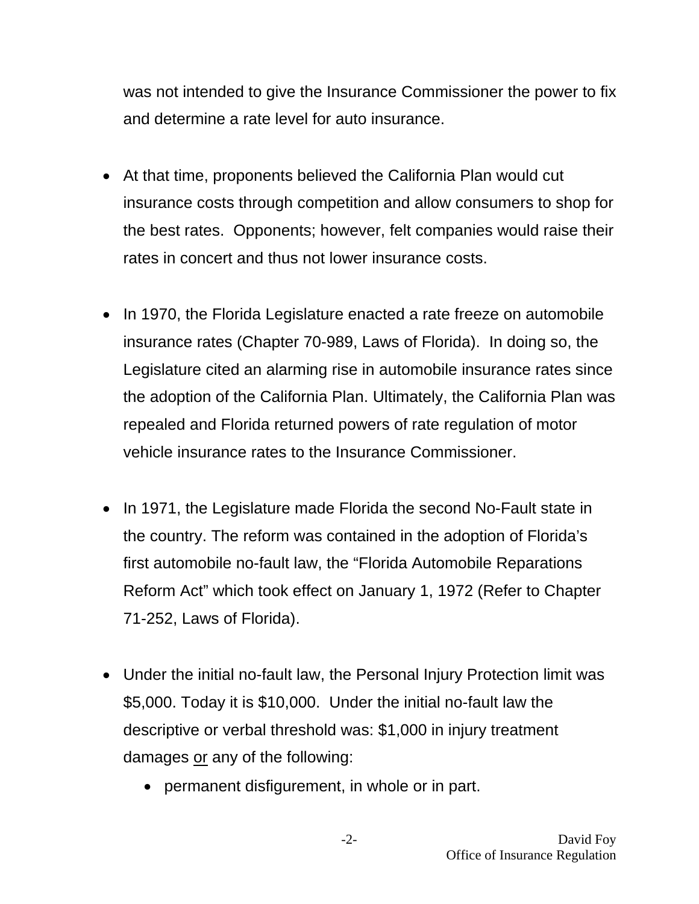was not intended to give the Insurance Commissioner the power to fix and determine a rate level for auto insurance.

- At that time, proponents believed the California Plan would cut insurance costs through competition and allow consumers to shop for the best rates. Opponents; however, felt companies would raise their rates in concert and thus not lower insurance costs.

- In 1970, the Florida Legislature enacted a rate freeze on automobile insurance rates (Chapter 70-989, Laws of Florida). In doing so, the Legislature cited an alarming rise in automobile insurance rates since the adoption of the California Plan. Ultimately, the California Plan was repealed and Florida returned powers of rate regulation of motor vehicle insurance rates to the Insurance Commissioner.

- In 1971, the Legislature made Florida the second No-Fault state in the country. The reform was contained in the adoption of Florida's first automobile no-fault law, the "Florida Automobile Reparations Reform Act" which took effect on January 1, 1972 (Refer to Chapter 71-252, Laws of Florida).

- Under the initial no-fault law, the Personal Injury Protection limit was $5,000. Today it is $10,000. Under the initial no-fault law the descriptive or verbal threshold was: $1,000 in injury treatment damages <u>or</u> any of the following:
  - permanent disfigurement, in whole or in part.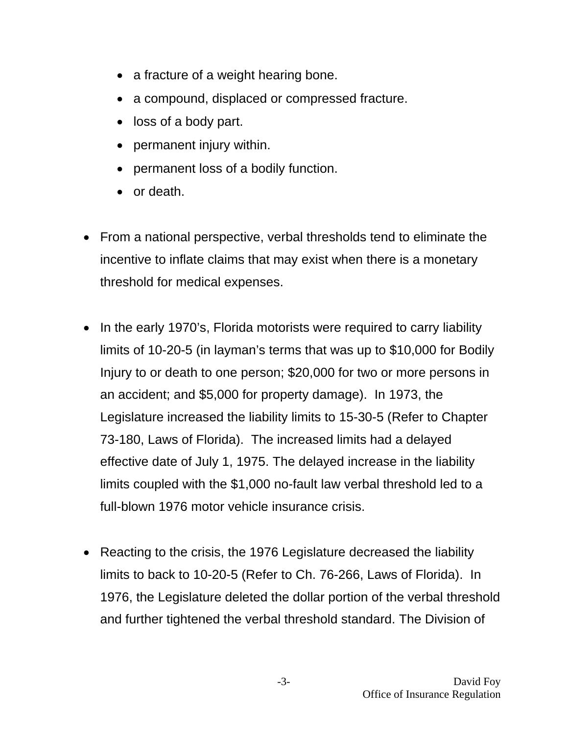- a fracture of a weight hearing bone.
- a compound, displaced or compressed fracture.
- loss of a body part.
- permanent injury within.
- permanent loss of a bodily function.
- or death.

- From a national perspective, verbal thresholds tend to eliminate the incentive to inflate claims that may exist when there is a monetary threshold for medical expenses.

- In the early 1970's, Florida motorists were required to carry liability limits of 10-20-5 (in layman's terms that was up to $10,000 for Bodily Injury to or death to one person; $20,000 for two or more persons in an accident; and $5,000 for property damage). In 1973, the Legislature increased the liability limits to 15-30-5 (Refer to Chapter 73-180, Laws of Florida). The increased limits had a delayed effective date of July 1, 1975. The delayed increase in the liability limits coupled with the $1,000 no-fault law verbal threshold led to a full-blown 1976 motor vehicle insurance crisis.

- Reacting to the crisis, the 1976 Legislature decreased the liability limits to back to 10-20-5 (Refer to Ch. 76-266, Laws of Florida). In 1976, the Legislature deleted the dollar portion of the verbal threshold and further tightened the verbal threshold standard. The Division of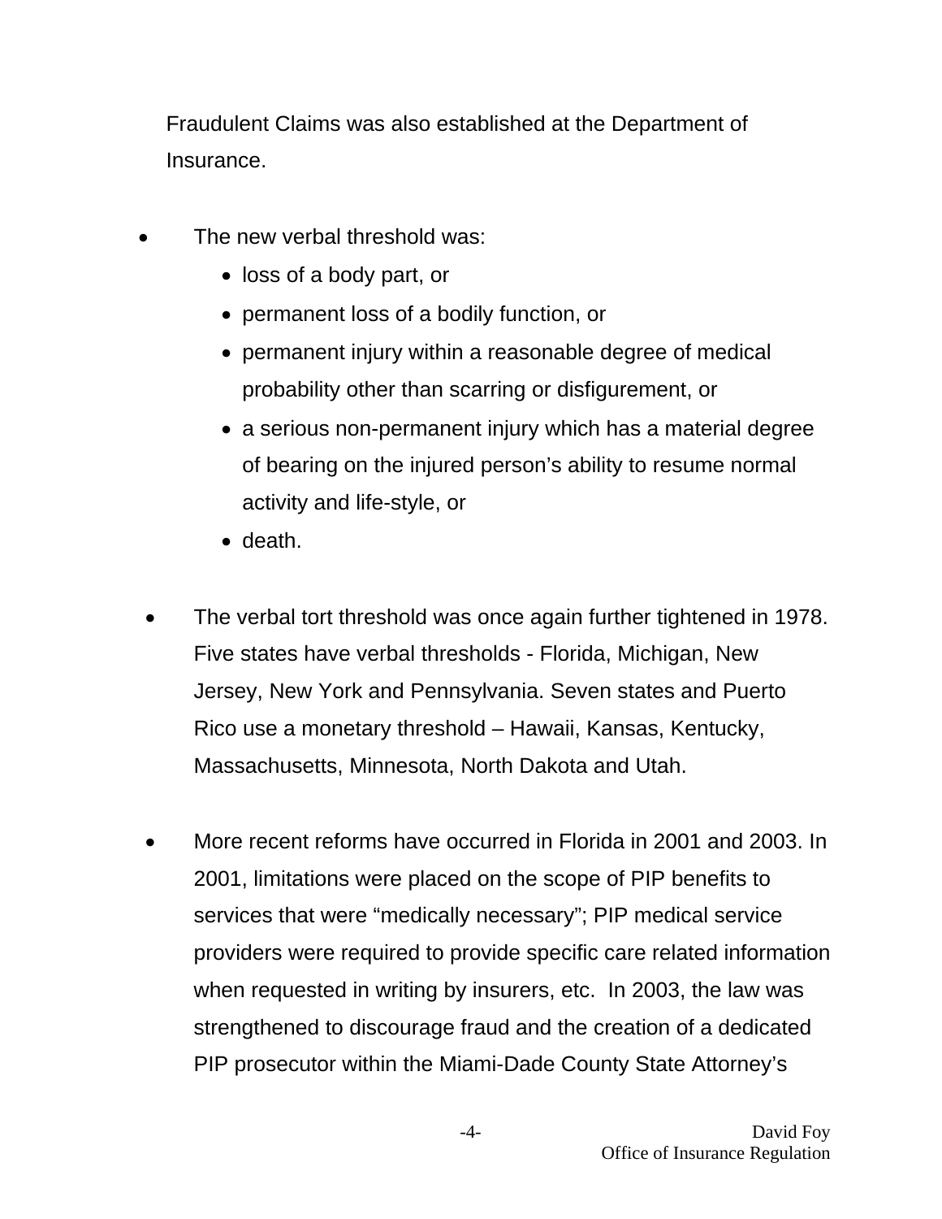Fraudulent Claims was also established at the Department of Insurance.

- The new verbal threshold was:
  - loss of a body part, or
  - permanent loss of a bodily function, or
  - permanent injury within a reasonable degree of medical probability other than scarring or disfigurement, or
  - a serious non-permanent injury which has a material degree of bearing on the injured person's ability to resume normal activity and life-style, or
  - death.

- The verbal tort threshold was once again further tightened in 1978. Five states have verbal thresholds - Florida, Michigan, New Jersey, New York and Pennsylvania. Seven states and Puerto Rico use a monetary threshold – Hawaii, Kansas, Kentucky, Massachusetts, Minnesota, North Dakota and Utah.

- More recent reforms have occurred in Florida in 2001 and 2003. In 2001, limitations were placed on the scope of PIP benefits to services that were "medically necessary"; PIP medical service providers were required to provide specific care related information when requested in writing by insurers, etc. In 2003, the law was strengthened to discourage fraud and the creation of a dedicated PIP prosecutor within the Miami-Dade County State Attorney's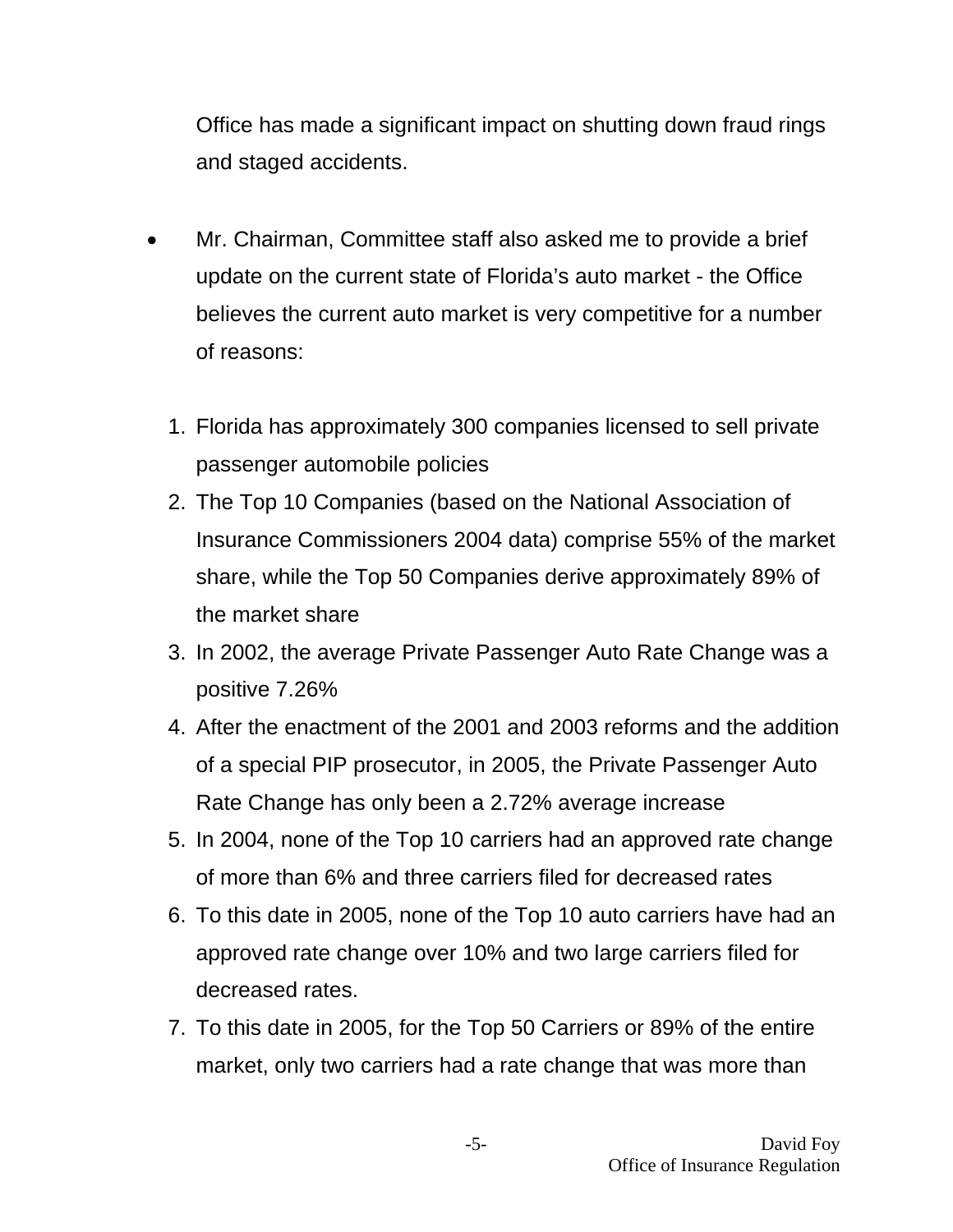Office has made a significant impact on shutting down fraud rings and staged accidents.

- Mr. Chairman, Committee staff also asked me to provide a brief update on the current state of Florida's auto market - the Office believes the current auto market is very competitive for a number of reasons:

  1. Florida has approximately 300 companies licensed to sell private passenger automobile policies
  2. The Top 10 Companies (based on the National Association of Insurance Commissioners 2004 data) comprise 55% of the market share, while the Top 50 Companies derive approximately 89% of the market share
  3. In 2002, the average Private Passenger Auto Rate Change was a positive 7.26%
  4. After the enactment of the 2001 and 2003 reforms and the addition of a special PIP prosecutor, in 2005, the Private Passenger Auto Rate Change has only been a 2.72% average increase
  5. In 2004, none of the Top 10 carriers had an approved rate change of more than 6% and three carriers filed for decreased rates
  6. To this date in 2005, none of the Top 10 auto carriers have had an approved rate change over 10% and two large carriers filed for decreased rates.
  7. To this date in 2005, for the Top 50 Carriers or 89% of the entire market, only two carriers had a rate change that was more than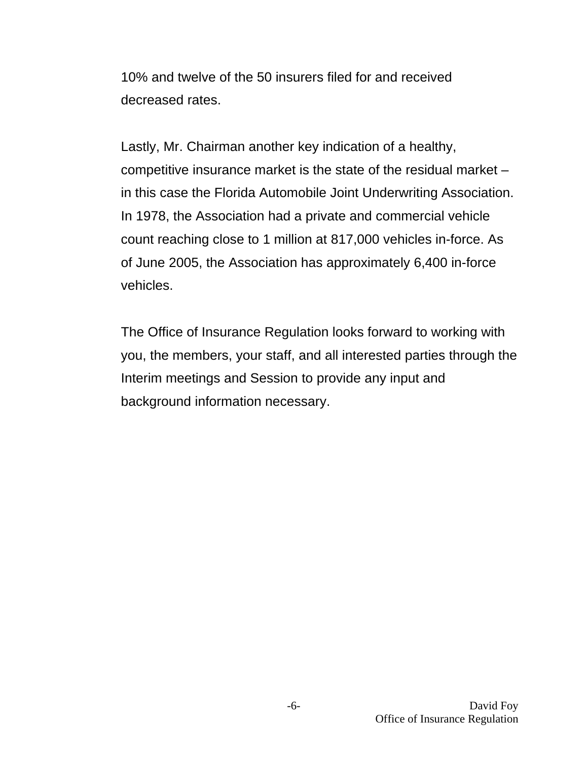10% and twelve of the 50 insurers filed for and received decreased rates.

Lastly, Mr. Chairman another key indication of a healthy, competitive insurance market is the state of the residual market – in this case the Florida Automobile Joint Underwriting Association. In 1978, the Association had a private and commercial vehicle count reaching close to 1 million at 817,000 vehicles in-force. As of June 2005, the Association has approximately 6,400 in-force vehicles.

The Office of Insurance Regulation looks forward to working with you, the members, your staff, and all interested parties through the Interim meetings and Session to provide any input and background information necessary.